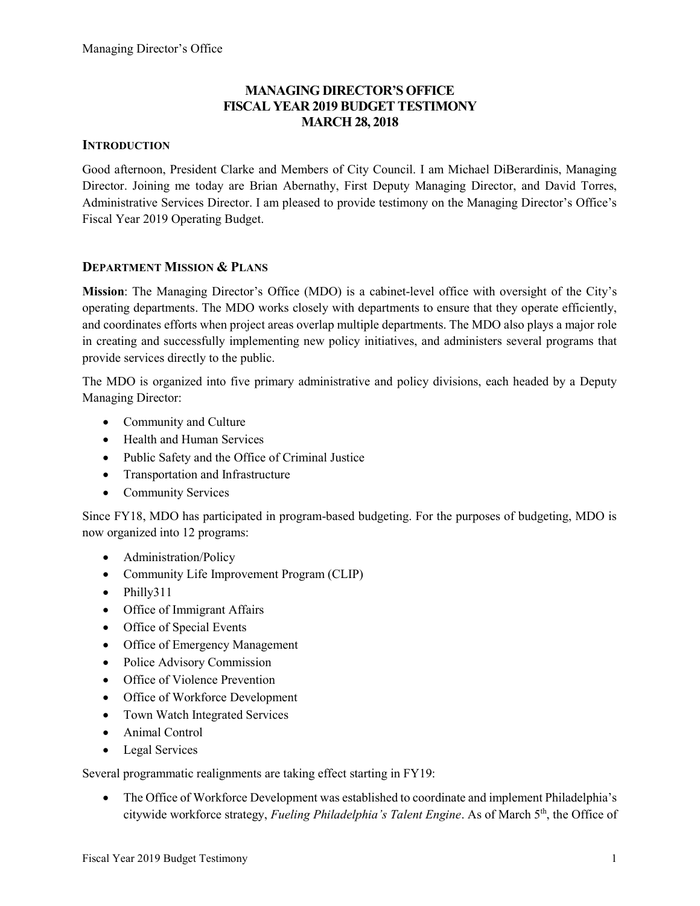# MANAGING DIRECTOR'S OFFICE
# FISCAL YEAR 2019 BUDGET TESTIMONY
# MARCH 28, 2018

## INTRODUCTION

Good afternoon, President Clarke and Members of City Council. I am Michael DiBerardinis, Managing Director. Joining me today are Brian Abernathy, First Deputy Managing Director, and David Torres, Administrative Services Director. I am pleased to provide testimony on the Managing Director's Office's Fiscal Year 2019 Operating Budget.

## DEPARTMENT MISSION & PLANS

**Mission**: The Managing Director's Office (MDO) is a cabinet-level office with oversight of the City's operating departments. The MDO works closely with departments to ensure that they operate efficiently, and coordinates efforts when project areas overlap multiple departments. The MDO also plays a major role in creating and successfully implementing new policy initiatives, and administers several programs that provide services directly to the public.

The MDO is organized into five primary administrative and policy divisions, each headed by a Deputy Managing Director:

- Community and Culture
- Health and Human Services
- Public Safety and the Office of Criminal Justice
- Transportation and Infrastructure
- Community Services

Since FY18, MDO has participated in program-based budgeting. For the purposes of budgeting, MDO is now organized into 12 programs:

- Administration/Policy
- Community Life Improvement Program (CLIP)
- Philly311
- Office of Immigrant Affairs
- Office of Special Events
- Office of Emergency Management
- Police Advisory Commission
- Office of Violence Prevention
- Office of Workforce Development
- Town Watch Integrated Services
- Animal Control
- Legal Services

Several programmatic realignments are taking effect starting in FY19:

- The Office of Workforce Development was established to coordinate and implement Philadelphia's citywide workforce strategy, *Fueling Philadelphia's Talent Engine*. As of March 5th, the Office of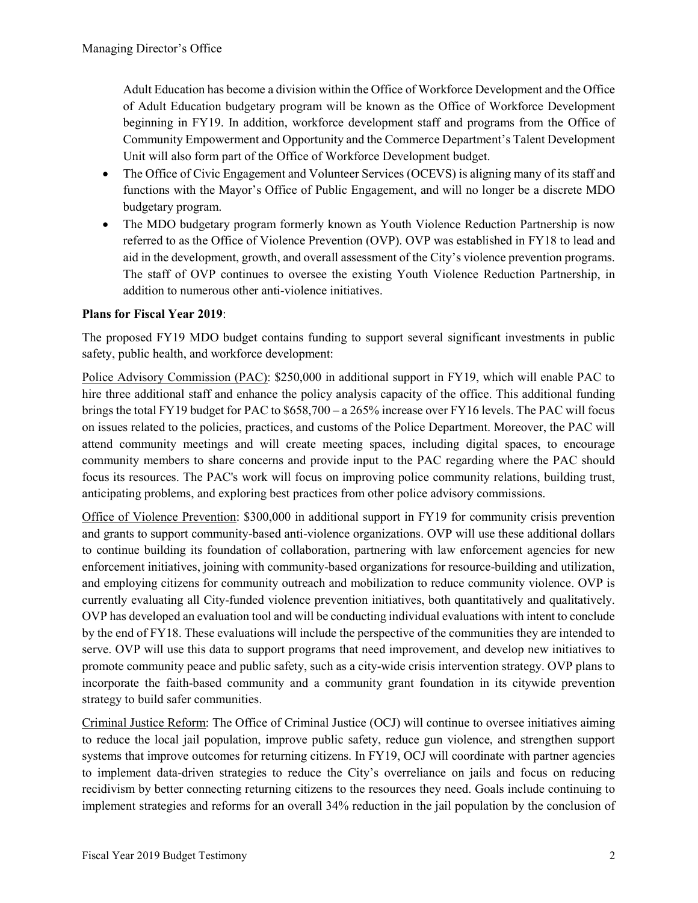Adult Education has become a division within the Office of Workforce Development and the Office of Adult Education budgetary program will be known as the Office of Workforce Development beginning in FY19. In addition, workforce development staff and programs from the Office of Community Empowerment and Opportunity and the Commerce Department's Talent Development Unit will also form part of the Office of Workforce Development budget.

- The Office of Civic Engagement and Volunteer Services (OCEVS) is aligning many of its staff and functions with the Mayor's Office of Public Engagement, and will no longer be a discrete MDO budgetary program.
- The MDO budgetary program formerly known as Youth Violence Reduction Partnership is now referred to as the Office of Violence Prevention (OVP). OVP was established in FY18 to lead and aid in the development, growth, and overall assessment of the City's violence prevention programs. The staff of OVP continues to oversee the existing Youth Violence Reduction Partnership, in addition to numerous other anti-violence initiatives.

**Plans for Fiscal Year 2019**:

The proposed FY19 MDO budget contains funding to support several significant investments in public safety, public health, and workforce development:

<u>Police Advisory Commission (PAC)</u>: $250,000 in additional support in FY19, which will enable PAC to hire three additional staff and enhance the policy analysis capacity of the office. This additional funding brings the total FY19 budget for PAC to $658,700 – a 265% increase over FY16 levels. The PAC will focus on issues related to the policies, practices, and customs of the Police Department. Moreover, the PAC will attend community meetings and will create meeting spaces, including digital spaces, to encourage community members to share concerns and provide input to the PAC regarding where the PAC should focus its resources. The PAC's work will focus on improving police community relations, building trust, anticipating problems, and exploring best practices from other police advisory commissions.

<u>Office of Violence Prevention</u>: $300,000 in additional support in FY19 for community crisis prevention and grants to support community-based anti-violence organizations. OVP will use these additional dollars to continue building its foundation of collaboration, partnering with law enforcement agencies for new enforcement initiatives, joining with community-based organizations for resource-building and utilization, and employing citizens for community outreach and mobilization to reduce community violence. OVP is currently evaluating all City-funded violence prevention initiatives, both quantitatively and qualitatively. OVP has developed an evaluation tool and will be conducting individual evaluations with intent to conclude by the end of FY18. These evaluations will include the perspective of the communities they are intended to serve. OVP will use this data to support programs that need improvement, and develop new initiatives to promote community peace and public safety, such as a city-wide crisis intervention strategy. OVP plans to incorporate the faith-based community and a community grant foundation in its citywide prevention strategy to build safer communities.

<u>Criminal Justice Reform</u>: The Office of Criminal Justice (OCJ) will continue to oversee initiatives aiming to reduce the local jail population, improve public safety, reduce gun violence, and strengthen support systems that improve outcomes for returning citizens. In FY19, OCJ will coordinate with partner agencies to implement data-driven strategies to reduce the City's overreliance on jails and focus on reducing recidivism by better connecting returning citizens to the resources they need. Goals include continuing to implement strategies and reforms for an overall 34% reduction in the jail population by the conclusion of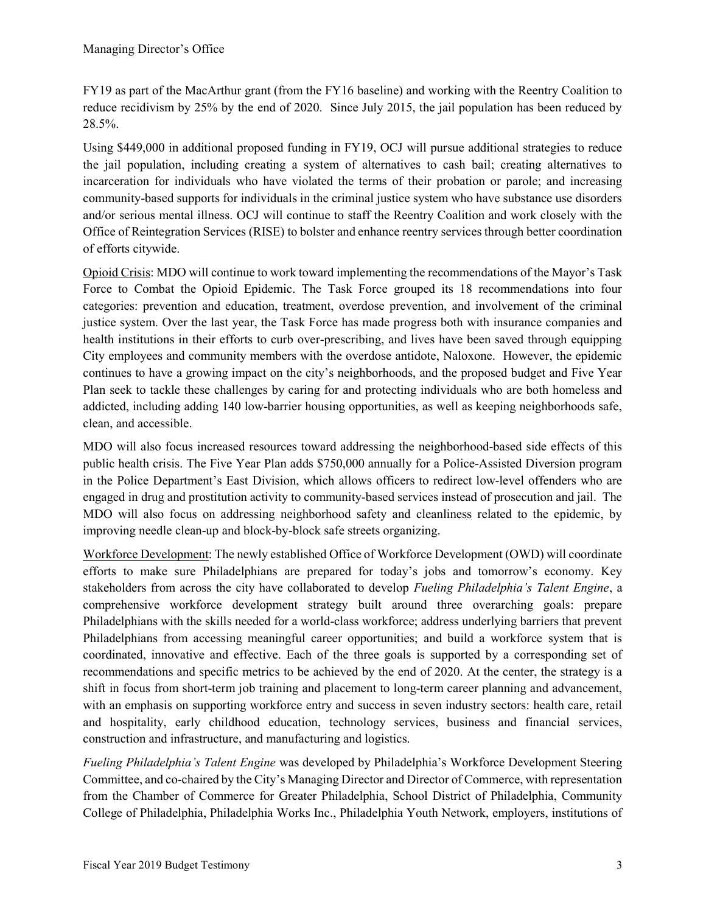FY19 as part of the MacArthur grant (from the FY16 baseline) and working with the Reentry Coalition to reduce recidivism by 25% by the end of 2020. Since July 2015, the jail population has been reduced by 28.5%.

Using $449,000 in additional proposed funding in FY19, OCJ will pursue additional strategies to reduce the jail population, including creating a system of alternatives to cash bail; creating alternatives to incarceration for individuals who have violated the terms of their probation or parole; and increasing community-based supports for individuals in the criminal justice system who have substance use disorders and/or serious mental illness. OCJ will continue to staff the Reentry Coalition and work closely with the Office of Reintegration Services (RISE) to bolster and enhance reentry services through better coordination of efforts citywide.

<u>Opioid Crisis</u>: MDO will continue to work toward implementing the recommendations of the Mayor's Task Force to Combat the Opioid Epidemic. The Task Force grouped its 18 recommendations into four categories: prevention and education, treatment, overdose prevention, and involvement of the criminal justice system. Over the last year, the Task Force has made progress both with insurance companies and health institutions in their efforts to curb over-prescribing, and lives have been saved through equipping City employees and community members with the overdose antidote, Naloxone. However, the epidemic continues to have a growing impact on the city's neighborhoods, and the proposed budget and Five Year Plan seek to tackle these challenges by caring for and protecting individuals who are both homeless and addicted, including adding 140 low-barrier housing opportunities, as well as keeping neighborhoods safe, clean, and accessible.

MDO will also focus increased resources toward addressing the neighborhood-based side effects of this public health crisis. The Five Year Plan adds $750,000 annually for a Police-Assisted Diversion program in the Police Department's East Division, which allows officers to redirect low-level offenders who are engaged in drug and prostitution activity to community-based services instead of prosecution and jail. The MDO will also focus on addressing neighborhood safety and cleanliness related to the epidemic, by improving needle clean-up and block-by-block safe streets organizing.

<u>Workforce Development</u>: The newly established Office of Workforce Development (OWD) will coordinate efforts to make sure Philadelphians are prepared for today's jobs and tomorrow's economy. Key stakeholders from across the city have collaborated to develop *Fueling Philadelphia's Talent Engine*, a comprehensive workforce development strategy built around three overarching goals: prepare Philadelphians with the skills needed for a world-class workforce; address underlying barriers that prevent Philadelphians from accessing meaningful career opportunities; and build a workforce system that is coordinated, innovative and effective. Each of the three goals is supported by a corresponding set of recommendations and specific metrics to be achieved by the end of 2020. At the center, the strategy is a shift in focus from short-term job training and placement to long-term career planning and advancement, with an emphasis on supporting workforce entry and success in seven industry sectors: health care, retail and hospitality, early childhood education, technology services, business and financial services, construction and infrastructure, and manufacturing and logistics.

*Fueling Philadelphia's Talent Engine* was developed by Philadelphia's Workforce Development Steering Committee, and co-chaired by the City's Managing Director and Director of Commerce, with representation from the Chamber of Commerce for Greater Philadelphia, School District of Philadelphia, Community College of Philadelphia, Philadelphia Works Inc., Philadelphia Youth Network, employers, institutions of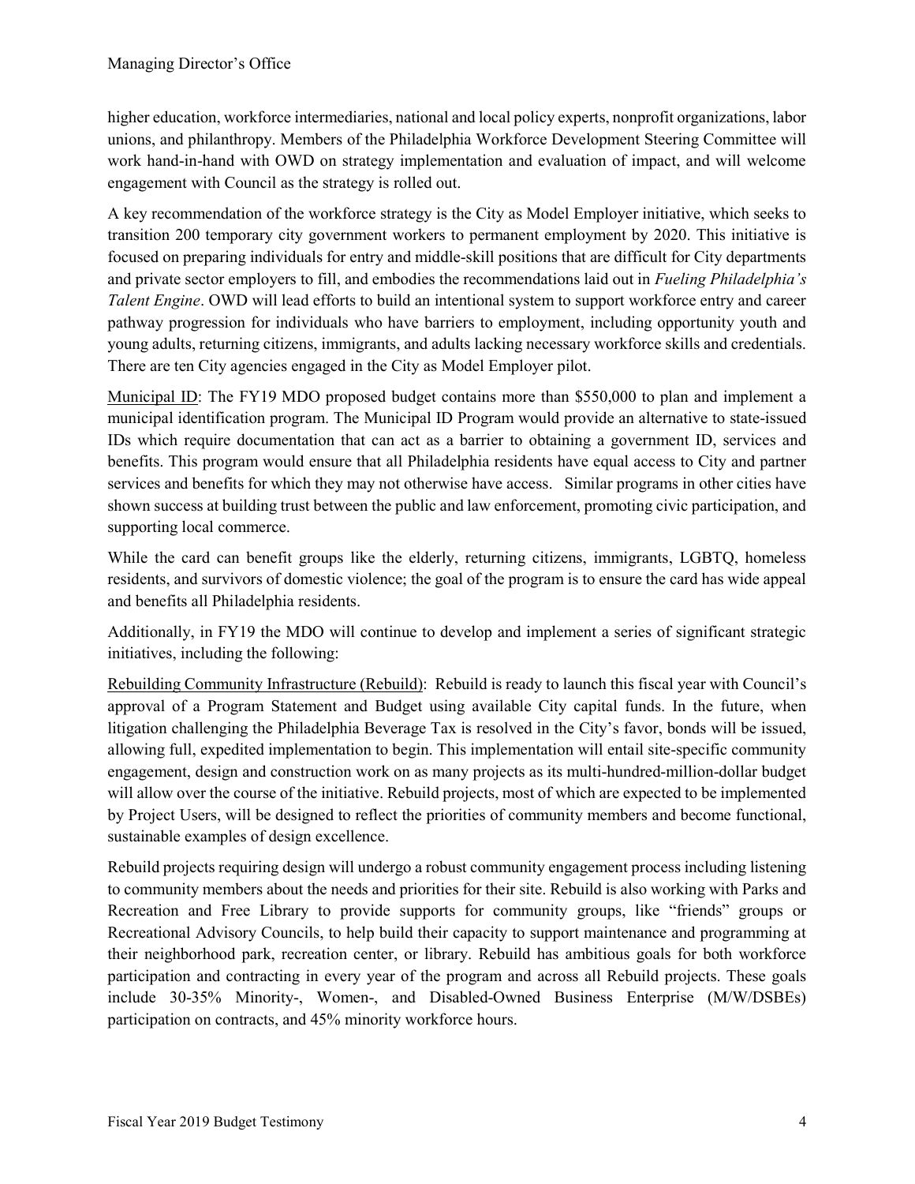higher education, workforce intermediaries, national and local policy experts, nonprofit organizations, labor unions, and philanthropy. Members of the Philadelphia Workforce Development Steering Committee will work hand-in-hand with OWD on strategy implementation and evaluation of impact, and will welcome engagement with Council as the strategy is rolled out.

A key recommendation of the workforce strategy is the City as Model Employer initiative, which seeks to transition 200 temporary city government workers to permanent employment by 2020. This initiative is focused on preparing individuals for entry and middle-skill positions that are difficult for City departments and private sector employers to fill, and embodies the recommendations laid out in *Fueling Philadelphia's Talent Engine*. OWD will lead efforts to build an intentional system to support workforce entry and career pathway progression for individuals who have barriers to employment, including opportunity youth and young adults, returning citizens, immigrants, and adults lacking necessary workforce skills and credentials. There are ten City agencies engaged in the City as Model Employer pilot.

<u>Municipal ID</u>: The FY19 MDO proposed budget contains more than $550,000 to plan and implement a municipal identification program. The Municipal ID Program would provide an alternative to state-issued IDs which require documentation that can act as a barrier to obtaining a government ID, services and benefits. This program would ensure that all Philadelphia residents have equal access to City and partner services and benefits for which they may not otherwise have access. Similar programs in other cities have shown success at building trust between the public and law enforcement, promoting civic participation, and supporting local commerce.

While the card can benefit groups like the elderly, returning citizens, immigrants, LGBTQ, homeless residents, and survivors of domestic violence; the goal of the program is to ensure the card has wide appeal and benefits all Philadelphia residents.

Additionally, in FY19 the MDO will continue to develop and implement a series of significant strategic initiatives, including the following:

<u>Rebuilding Community Infrastructure (Rebuild)</u>: Rebuild is ready to launch this fiscal year with Council's approval of a Program Statement and Budget using available City capital funds. In the future, when litigation challenging the Philadelphia Beverage Tax is resolved in the City's favor, bonds will be issued, allowing full, expedited implementation to begin. This implementation will entail site-specific community engagement, design and construction work on as many projects as its multi-hundred-million-dollar budget will allow over the course of the initiative. Rebuild projects, most of which are expected to be implemented by Project Users, will be designed to reflect the priorities of community members and become functional, sustainable examples of design excellence.

Rebuild projects requiring design will undergo a robust community engagement process including listening to community members about the needs and priorities for their site. Rebuild is also working with Parks and Recreation and Free Library to provide supports for community groups, like "friends" groups or Recreational Advisory Councils, to help build their capacity to support maintenance and programming at their neighborhood park, recreation center, or library. Rebuild has ambitious goals for both workforce participation and contracting in every year of the program and across all Rebuild projects. These goals include 30-35% Minority-, Women-, and Disabled-Owned Business Enterprise (M/W/DSBEs) participation on contracts, and 45% minority workforce hours.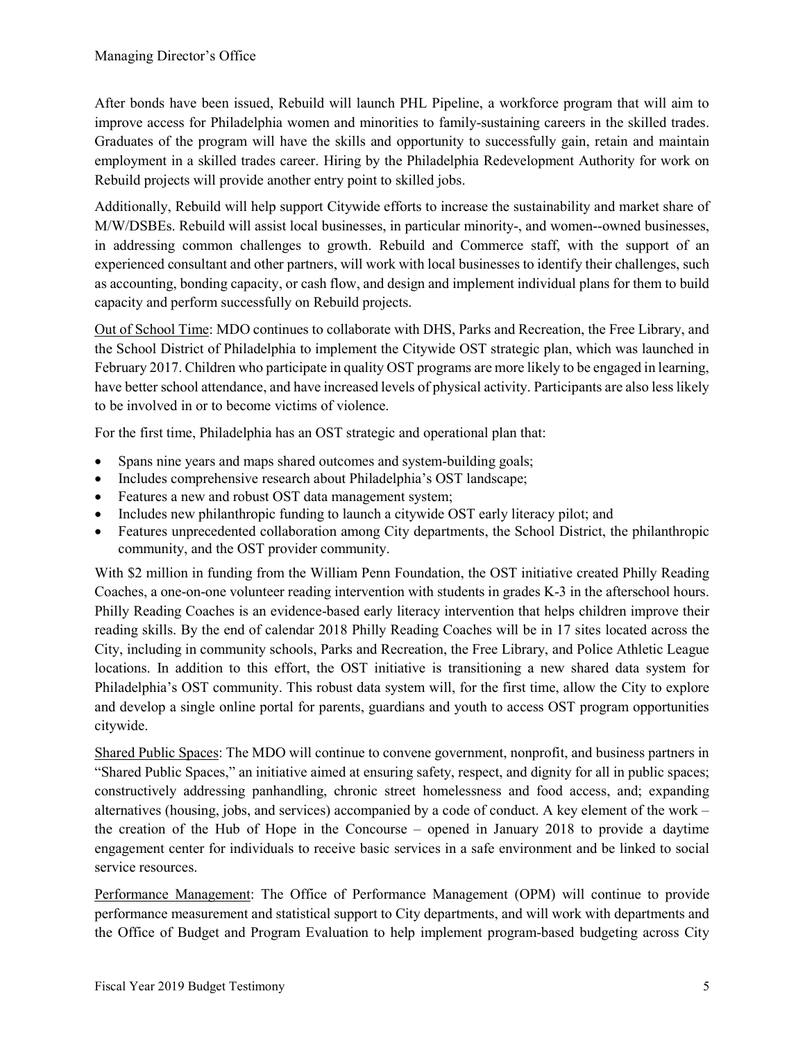After bonds have been issued, Rebuild will launch PHL Pipeline, a workforce program that will aim to improve access for Philadelphia women and minorities to family-sustaining careers in the skilled trades. Graduates of the program will have the skills and opportunity to successfully gain, retain and maintain employment in a skilled trades career. Hiring by the Philadelphia Redevelopment Authority for work on Rebuild projects will provide another entry point to skilled jobs.

Additionally, Rebuild will help support Citywide efforts to increase the sustainability and market share of M/W/DSBEs. Rebuild will assist local businesses, in particular minority-, and women--owned businesses, in addressing common challenges to growth. Rebuild and Commerce staff, with the support of an experienced consultant and other partners, will work with local businesses to identify their challenges, such as accounting, bonding capacity, or cash flow, and design and implement individual plans for them to build capacity and perform successfully on Rebuild projects.

<u>Out of School Time</u>: MDO continues to collaborate with DHS, Parks and Recreation, the Free Library, and the School District of Philadelphia to implement the Citywide OST strategic plan, which was launched in February 2017. Children who participate in quality OST programs are more likely to be engaged in learning, have better school attendance, and have increased levels of physical activity. Participants are also less likely to be involved in or to become victims of violence.

For the first time, Philadelphia has an OST strategic and operational plan that:

- Spans nine years and maps shared outcomes and system-building goals;
- Includes comprehensive research about Philadelphia's OST landscape;
- Features a new and robust OST data management system;
- Includes new philanthropic funding to launch a citywide OST early literacy pilot; and
- Features unprecedented collaboration among City departments, the School District, the philanthropic community, and the OST provider community.

With $2 million in funding from the William Penn Foundation, the OST initiative created Philly Reading Coaches, a one-on-one volunteer reading intervention with students in grades K-3 in the afterschool hours. Philly Reading Coaches is an evidence-based early literacy intervention that helps children improve their reading skills. By the end of calendar 2018 Philly Reading Coaches will be in 17 sites located across the City, including in community schools, Parks and Recreation, the Free Library, and Police Athletic League locations. In addition to this effort, the OST initiative is transitioning a new shared data system for Philadelphia's OST community. This robust data system will, for the first time, allow the City to explore and develop a single online portal for parents, guardians and youth to access OST program opportunities citywide.

<u>Shared Public Spaces</u>: The MDO will continue to convene government, nonprofit, and business partners in "Shared Public Spaces," an initiative aimed at ensuring safety, respect, and dignity for all in public spaces; constructively addressing panhandling, chronic street homelessness and food access, and; expanding alternatives (housing, jobs, and services) accompanied by a code of conduct. A key element of the work – the creation of the Hub of Hope in the Concourse – opened in January 2018 to provide a daytime engagement center for individuals to receive basic services in a safe environment and be linked to social service resources.

<u>Performance Management</u>: The Office of Performance Management (OPM) will continue to provide performance measurement and statistical support to City departments, and will work with departments and the Office of Budget and Program Evaluation to help implement program-based budgeting across City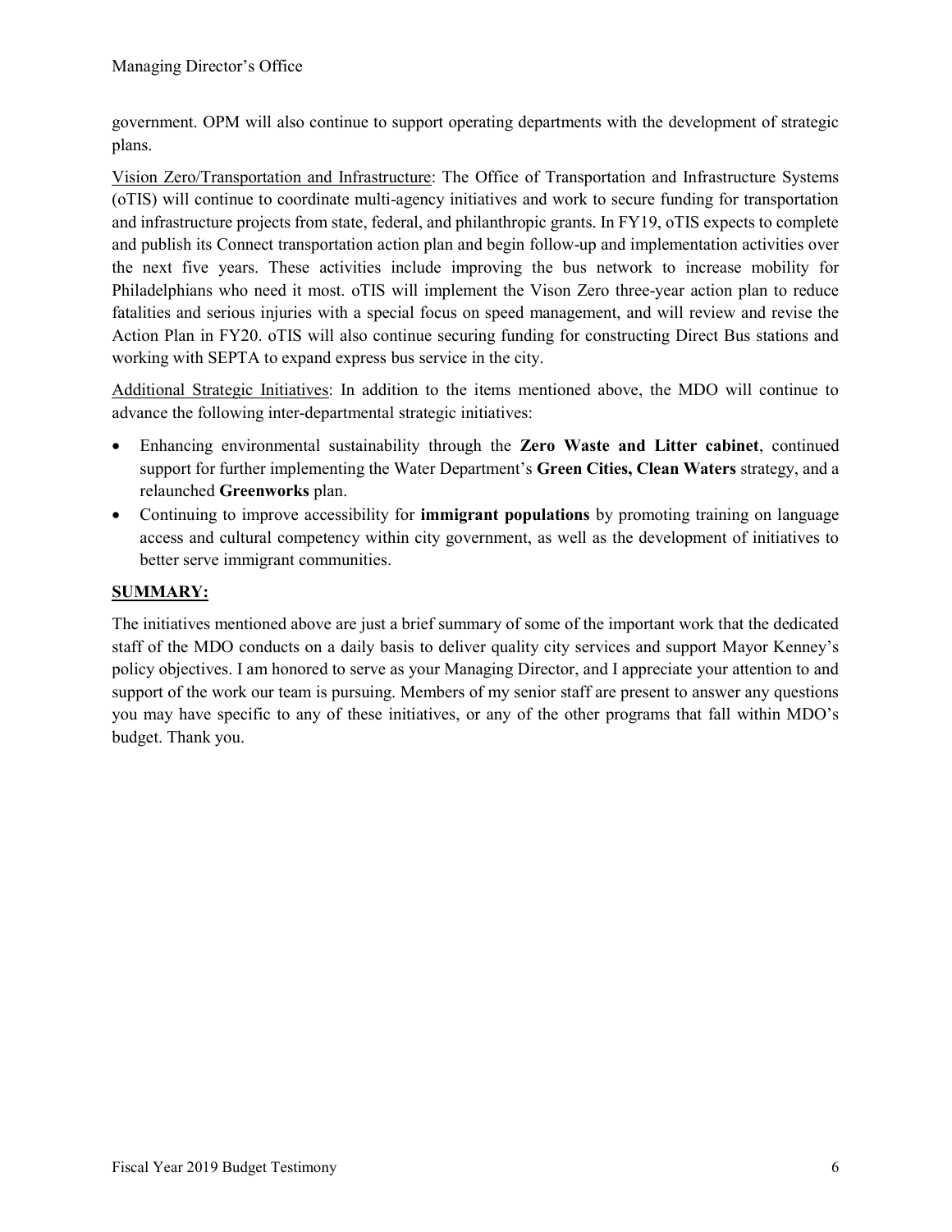government. OPM will also continue to support operating departments with the development of strategic plans.

Vision Zero/Transportation and Infrastructure: The Office of Transportation and Infrastructure Systems (oTIS) will continue to coordinate multi-agency initiatives and work to secure funding for transportation and infrastructure projects from state, federal, and philanthropic grants. In FY19, oTIS expects to complete and publish its Connect transportation action plan and begin follow-up and implementation activities over the next five years. These activities include improving the bus network to increase mobility for Philadelphians who need it most. oTIS will implement the Vison Zero three-year action plan to reduce fatalities and serious injuries with a special focus on speed management, and will review and revise the Action Plan in FY20. oTIS will also continue securing funding for constructing Direct Bus stations and working with SEPTA to expand express bus service in the city.

Additional Strategic Initiatives: In addition to the items mentioned above, the MDO will continue to advance the following inter-departmental strategic initiatives:

- Enhancing environmental sustainability through the **Zero Waste and Litter cabinet**, continued support for further implementing the Water Department's **Green Cities, Clean Waters** strategy, and a relaunched **Greenworks** plan.
- Continuing to improve accessibility for **immigrant populations** by promoting training on language access and cultural competency within city government, as well as the development of initiatives to better serve immigrant communities.

## SUMMARY:

The initiatives mentioned above are just a brief summary of some of the important work that the dedicated staff of the MDO conducts on a daily basis to deliver quality city services and support Mayor Kenney's policy objectives. I am honored to serve as your Managing Director, and I appreciate your attention to and support of the work our team is pursuing. Members of my senior staff are present to answer any questions you may have specific to any of these initiatives, or any of the other programs that fall within MDO's budget. Thank you.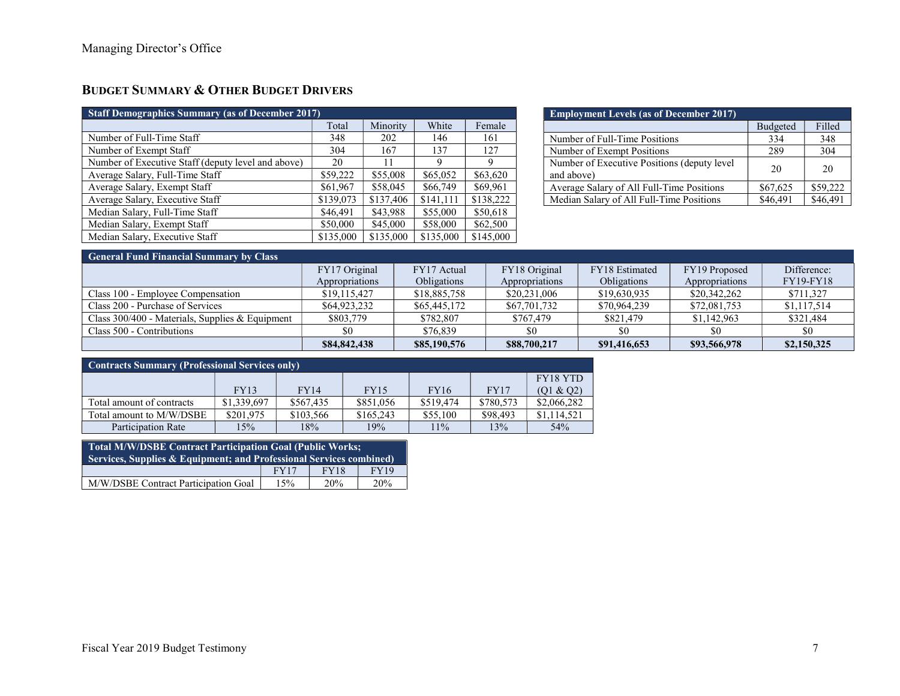## BUDGET SUMMARY & OTHER BUDGET DRIVERS

| Staff Demographics Summary (as of December 2017) | | | | |
|---|---|---|---|---|
| | Total | Minority | White | Female |
| Number of Full-Time Staff | 348 | 202 | 146 | 161 |
| Number of Exempt Staff | 304 | 167 | 137 | 127 |
| Number of Executive Staff (deputy level and above) | 20 | 11 | 9 | 9 |
| Average Salary, Full-Time Staff | $59,222 | $55,008 | $65,052 | $63,620 |
| Average Salary, Exempt Staff | $61,967 | $58,045 | $66,749 | $69,961 |
| Average Salary, Executive Staff | $139,073 | $137,406 | $141,111 | $138,222 |
| Median Salary, Full-Time Staff | $46,491 | $43,988 | $55,000 | $50,618 |
| Median Salary, Exempt Staff | $50,000 | $45,000 | $58,000 | $62,500 |
| Median Salary, Executive Staff | $135,000 | $135,000 | $135,000 | $145,000 |

| Employment Levels (as of December 2017) | | |
|---|---|---|
| | Budgeted | Filled |
| Number of Full-Time Positions | 334 | 348 |
| Number of Exempt Positions | 289 | 304 |
| Number of Executive Positions (deputy level and above) | 20 | 20 |
| Average Salary of All Full-Time Positions | $67,625 | $59,222 |
| Median Salary of All Full-Time Positions | $46,491 | $46,491 |

| General Fund Financial Summary by Class | | | | | | |
|---|---|---|---|---|---|---|
| | FY17 Original Appropriations | FY17 Actual Obligations | FY18 Original Appropriations | FY18 Estimated Obligations | FY19 Proposed Appropriations | Difference: FY19-FY18 |
| Class 100 - Employee Compensation | $19,115,427 | $18,885,758 | $20,231,006 | $19,630,935 | $20,342,262 | $711,327 |
| Class 200 - Purchase of Services | $64,923,232 | $65,445,172 | $67,701,732 | $70,964,239 | $72,081,753 | $1,117,514 |
| Class 300/400 - Materials, Supplies & Equipment | $803,779 | $782,807 | $767,479 | $821,479 | $1,142,963 | $321,484 |
| Class 500 - Contributions | $0 | $76,839 | $0 | $0 | $0 | $0 |
| | **$84,842,438** | **$85,190,576** | **$88,700,217** | **$91,416,653** | **$93,566,978** | **$2,150,325** |

| Contracts Summary (Professional Services only) | | | | | | |
|---|---|---|---|---|---|---|
| | FY13 | FY14 | FY15 | FY16 | FY17 | FY18 YTD (Q1 & Q2) |
| Total amount of contracts | $1,339,697 | $567,435 | $851,056 | $519,474 | $780,573 | $2,066,282 |
| Total amount to M/W/DSBE | $201,975 | $103,566 | $165,243 | $55,100 | $98,493 | $1,114,521 |
| Participation Rate | 15% | 18% | 19% | 11% | 13% | 54% |

| Total M/W/DSBE Contract Participation Goal (Public Works; Services, Supplies & Equipment; and Professional Services combined) | | | |
|---|---|---|---|
| | FY17 | FY18 | FY19 |
| M/W/DSBE Contract Participation Goal | 15% | 20% | 20% |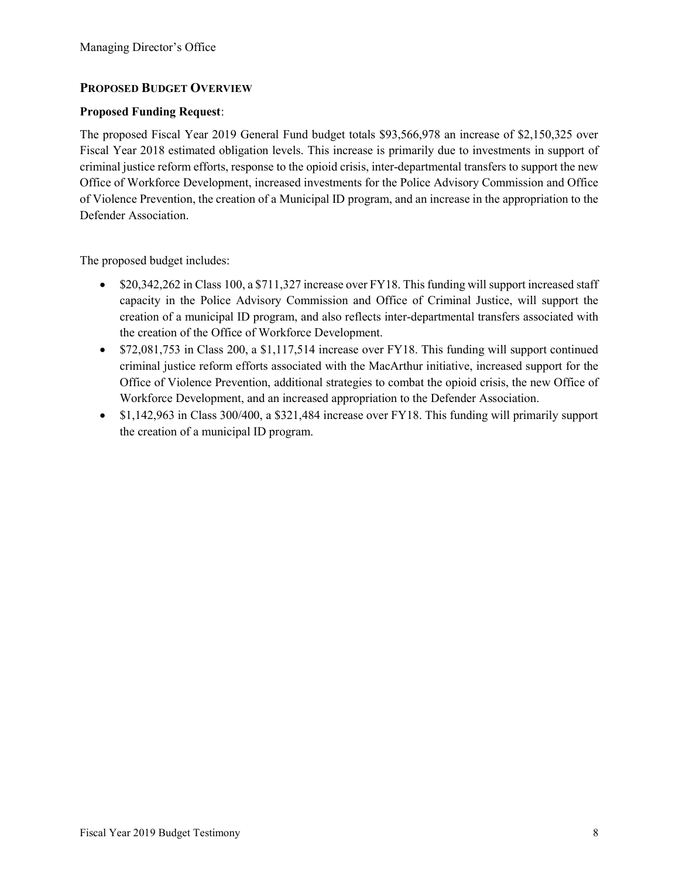## PROPOSED BUDGET OVERVIEW

**Proposed Funding Request**:

The proposed Fiscal Year 2019 General Fund budget totals $93,566,978 an increase of $2,150,325 over Fiscal Year 2018 estimated obligation levels. This increase is primarily due to investments in support of criminal justice reform efforts, response to the opioid crisis, inter-departmental transfers to support the new Office of Workforce Development, increased investments for the Police Advisory Commission and Office of Violence Prevention, the creation of a Municipal ID program, and an increase in the appropriation to the Defender Association.

The proposed budget includes:

- $20,342,262 in Class 100, a $711,327 increase over FY18. This funding will support increased staff capacity in the Police Advisory Commission and Office of Criminal Justice, will support the creation of a municipal ID program, and also reflects inter-departmental transfers associated with the creation of the Office of Workforce Development.
- $72,081,753 in Class 200, a $1,117,514 increase over FY18. This funding will support continued criminal justice reform efforts associated with the MacArthur initiative, increased support for the Office of Violence Prevention, additional strategies to combat the opioid crisis, the new Office of Workforce Development, and an increased appropriation to the Defender Association.
- $1,142,963 in Class 300/400, a $321,484 increase over FY18. This funding will primarily support the creation of a municipal ID program.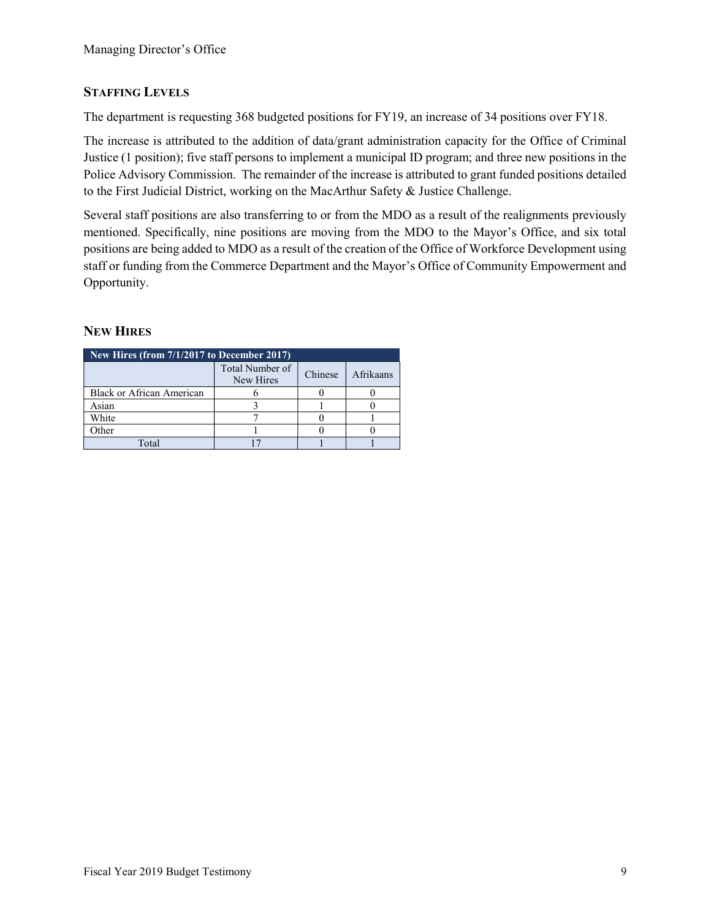## STAFFING LEVELS

The department is requesting 368 budgeted positions for FY19, an increase of 34 positions over FY18.

The increase is attributed to the addition of data/grant administration capacity for the Office of Criminal Justice (1 position); five staff persons to implement a municipal ID program; and three new positions in the Police Advisory Commission. The remainder of the increase is attributed to grant funded positions detailed to the First Judicial District, working on the MacArthur Safety & Justice Challenge.

Several staff positions are also transferring to or from the MDO as a result of the realignments previously mentioned. Specifically, nine positions are moving from the MDO to the Mayor's Office, and six total positions are being added to MDO as a result of the creation of the Office of Workforce Development using staff or funding from the Commerce Department and the Mayor's Office of Community Empowerment and Opportunity.

## NEW HIRES

| New Hires (from 7/1/2017 to December 2017) | | | |
|---|---|---|---|
| | Total Number of New Hires | Chinese | Afrikaans |
| Black or African American | 6 | 0 | 0 |
| Asian | 3 | 1 | 0 |
| White | 7 | 0 | 1 |
| Other | 1 | 0 | 0 |
| Total | 17 | 1 | 1 |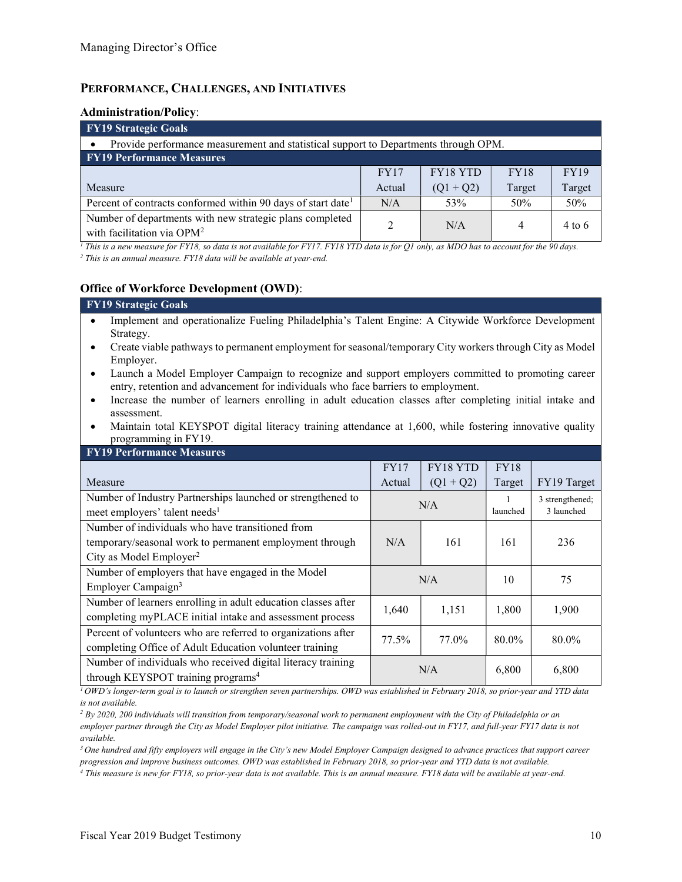## PERFORMANCE, CHALLENGES, AND INITIATIVES

### Administration/Policy:

| **FY19 Strategic Goals** | | | | |
|---|---|---|---|---|
| • Provide performance measurement and statistical support to Departments through OPM. | | | | |
| **FY19 Performance Measures** | | | | |
| Measure | FY17 Actual | FY18 YTD (Q1 + Q2) | FY18 Target | FY19 Target |
| Percent of contracts conformed within 90 days of start date[1] | N/A | 53% | 50% | 50% |
| Number of departments with new strategic plans completed with facilitation via OPM[2] | 2 | N/A | 4 | 4 to 6 |

*[1] This is a new measure for FY18, so data is not available for FY17. FY18 YTD data is for Q1 only, as MDO has to account for the 90 days.*

*[2] This is an annual measure. FY18 data will be available at year-end.*

### Office of Workforce Development (OWD):

**FY19 Strategic Goals**

- Implement and operationalize Fueling Philadelphia's Talent Engine: A Citywide Workforce Development Strategy.
- Create viable pathways to permanent employment for seasonal/temporary City workers through City as Model Employer.
- Launch a Model Employer Campaign to recognize and support employers committed to promoting career entry, retention and advancement for individuals who face barriers to employment.
- Increase the number of learners enrolling in adult education classes after completing initial intake and assessment.
- Maintain total KEYSPOT digital literacy training attendance at 1,600, while fostering innovative quality programming in FY19.

**FY19 Performance Measures**

| Measure | FY17 Actual | FY18 YTD (Q1 + Q2) | FY18 Target | FY19 Target |
|---|---|---|---|---|
| Number of Industry Partnerships launched or strengthened to meet employers' talent needs[1] | N/A | | 1 launched | 3 strengthened; 3 launched |
| Number of individuals who have transitioned from temporary/seasonal work to permanent employment through City as Model Employer[2] | N/A | 161 | 161 | 236 |
| Number of employers that have engaged in the Model Employer Campaign[3] | N/A | | 10 | 75 |
| Number of learners enrolling in adult education classes after completing myPLACE initial intake and assessment process | 1,640 | 1,151 | 1,800 | 1,900 |
| Percent of volunteers who are referred to organizations after completing Office of Adult Education volunteer training | 77.5% | 77.0% | 80.0% | 80.0% |
| Number of individuals who received digital literacy training through KEYSPOT training programs[4] | N/A | | 6,800 | 6,800 |

*[1] OWD's longer-term goal is to launch or strengthen seven partnerships. OWD was established in February 2018, so prior-year and YTD data is not available.*

*[2] By 2020, 200 individuals will transition from temporary/seasonal work to permanent employment with the City of Philadelphia or an employer partner through the City as Model Employer pilot initiative. The campaign was rolled-out in FY17, and full-year FY17 data is not available.*

*[3] One hundred and fifty employers will engage in the City's new Model Employer Campaign designed to advance practices that support career progression and improve business outcomes. OWD was established in February 2018, so prior-year and YTD data is not available.*

*[4] This measure is new for FY18, so prior-year data is not available. This is an annual measure. FY18 data will be available at year-end.*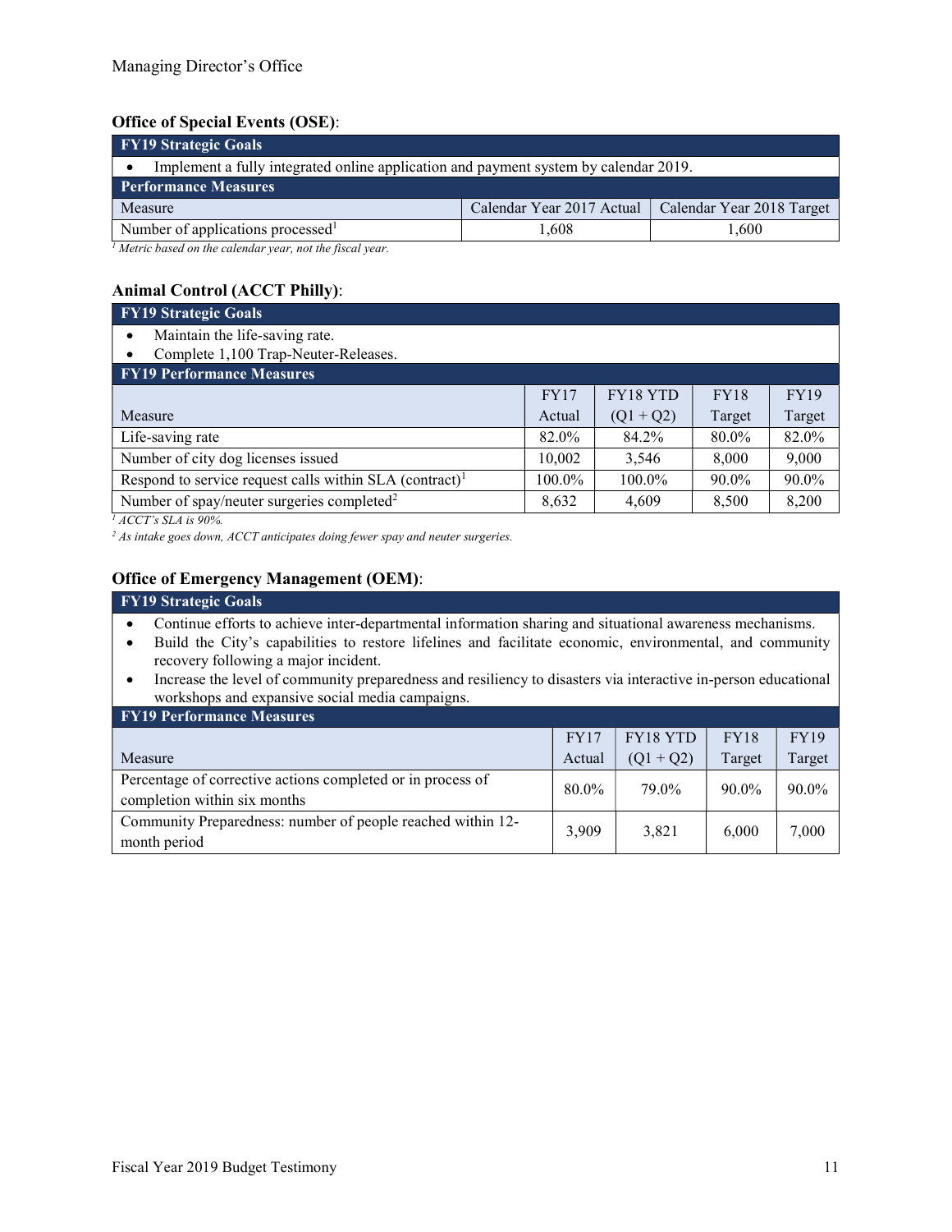### Office of Special Events (OSE):

| FY19 Strategic Goals | | |
|---|---|---|
| • Implement a fully integrated online application and payment system by calendar 2019. | | |
| **Performance Measures** | | |
| Measure | Calendar Year 2017 Actual | Calendar Year 2018 Target |
| Number of applications processed[1] | 1,608 | 1,600 |

*[1] Metric based on the calendar year, not the fiscal year.*

### Animal Control (ACCT Philly):

**FY19 Strategic Goals**

- Maintain the life-saving rate.
- Complete 1,100 Trap-Neuter-Releases.

**FY19 Performance Measures**

| Measure | FY17 Actual | FY18 YTD (Q1 + Q2) | FY18 Target | FY19 Target |
|---|---|---|---|---|
| Life-saving rate | 82.0% | 84.2% | 80.0% | 82.0% |
| Number of city dog licenses issued | 10,002 | 3,546 | 8,000 | 9,000 |
| Respond to service request calls within SLA (contract)[1] | 100.0% | 100.0% | 90.0% | 90.0% |
| Number of spay/neuter surgeries completed[2] | 8,632 | 4,609 | 8,500 | 8,200 |

*[1] ACCT's SLA is 90%.*

*[2] As intake goes down, ACCT anticipates doing fewer spay and neuter surgeries.*

### Office of Emergency Management (OEM):

**FY19 Strategic Goals**

- Continue efforts to achieve inter-departmental information sharing and situational awareness mechanisms.
- Build the City's capabilities to restore lifelines and facilitate economic, environmental, and community recovery following a major incident.
- Increase the level of community preparedness and resiliency to disasters via interactive in-person educational workshops and expansive social media campaigns.

**FY19 Performance Measures**

| Measure | FY17 Actual | FY18 YTD (Q1 + Q2) | FY18 Target | FY19 Target |
|---|---|---|---|---|
| Percentage of corrective actions completed or in process of completion within six months | 80.0% | 79.0% | 90.0% | 90.0% |
| Community Preparedness: number of people reached within 12-month period | 3,909 | 3,821 | 6,000 | 7,000 |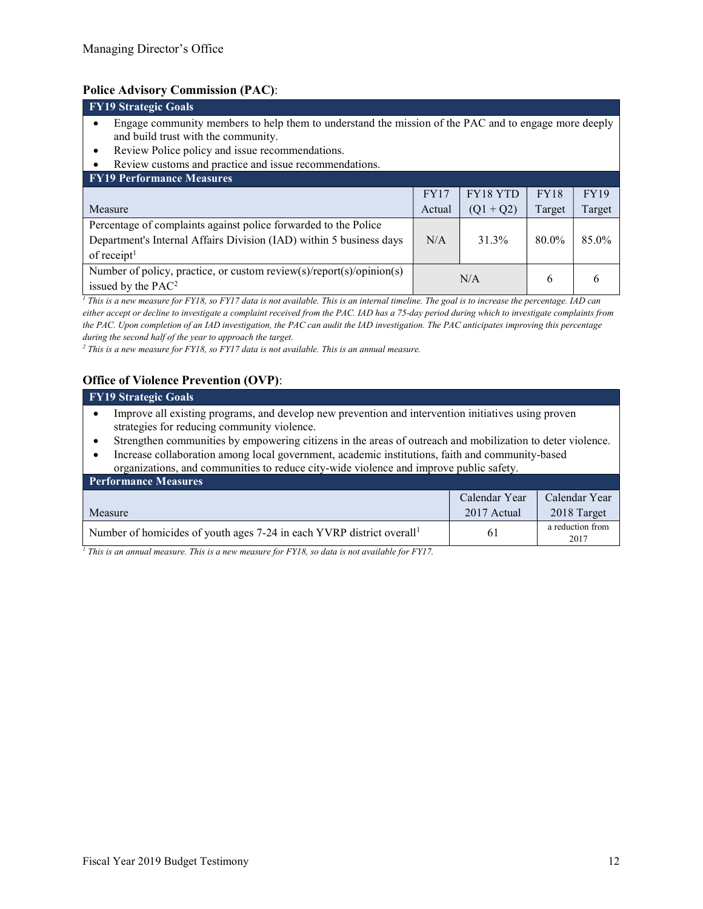### Police Advisory Commission (PAC):

**FY19 Strategic Goals**

- Engage community members to help them to understand the mission of the PAC and to engage more deeply and build trust with the community.
- Review Police policy and issue recommendations.
- Review customs and practice and issue recommendations.

**FY19 Performance Measures**

| Measure | FY17 Actual | FY18 YTD (Q1 + Q2) | FY18 Target | FY19 Target |
|---|---|---|---|---|
| Percentage of complaints against police forwarded to the Police Department's Internal Affairs Division (IAD) within 5 business days of receipt[1] | N/A | 31.3% | 80.0% | 85.0% |
| Number of policy, practice, or custom review(s)/report(s)/opinion(s) issued by the PAC[2] | N/A | | 6 | 6 |

*[1] This is a new measure for FY18, so FY17 data is not available. This is an internal timeline. The goal is to increase the percentage. IAD can either accept or decline to investigate a complaint received from the PAC. IAD has a 75-day period during which to investigate complaints from the PAC. Upon completion of an IAD investigation, the PAC can audit the IAD investigation. The PAC anticipates improving this percentage during the second half of the year to approach the target.*

*[2] This is a new measure for FY18, so FY17 data is not available. This is an annual measure.*

### Office of Violence Prevention (OVP):

**FY19 Strategic Goals**

- Improve all existing programs, and develop new prevention and intervention initiatives using proven strategies for reducing community violence.
- Strengthen communities by empowering citizens in the areas of outreach and mobilization to deter violence.
- Increase collaboration among local government, academic institutions, faith and community-based organizations, and communities to reduce city-wide violence and improve public safety.

**Performance Measures**

| Measure | Calendar Year 2017 Actual | Calendar Year 2018 Target |
|---|---|---|
| Number of homicides of youth ages 7-24 in each YVRP district overall[1] | 61 | a reduction from 2017 |

*[1] This is an annual measure. This is a new measure for FY18, so data is not available for FY17.*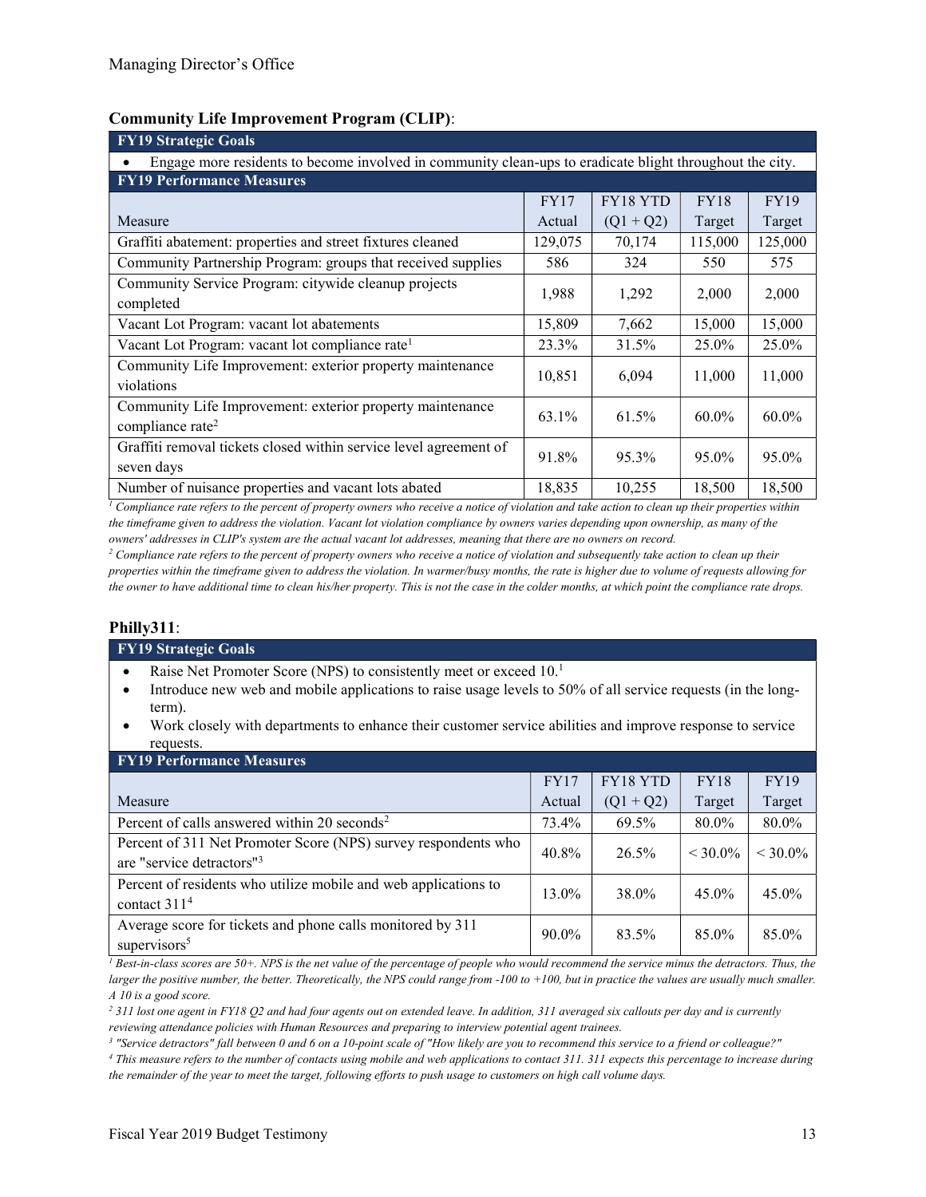### Community Life Improvement Program (CLIP):

| FY19 Strategic Goals | | | | |
|---|---|---|---|---|
| • Engage more residents to become involved in community clean-ups to eradicate blight throughout the city. | | | | |

| FY19 Performance Measures | | | | |
|---|---|---|---|---|
| Measure | FY17 Actual | FY18 YTD (Q1 + Q2) | FY18 Target | FY19 Target |
| Graffiti abatement: properties and street fixtures cleaned | 129,075 | 70,174 | 115,000 | 125,000 |
| Community Partnership Program: groups that received supplies | 586 | 324 | 550 | 575 |
| Community Service Program: citywide cleanup projects completed | 1,988 | 1,292 | 2,000 | 2,000 |
| Vacant Lot Program: vacant lot abatements | 15,809 | 7,662 | 15,000 | 15,000 |
| Vacant Lot Program: vacant lot compliance rate[1] | 23.3% | 31.5% | 25.0% | 25.0% |
| Community Life Improvement: exterior property maintenance violations | 10,851 | 6,094 | 11,000 | 11,000 |
| Community Life Improvement: exterior property maintenance compliance rate[2] | 63.1% | 61.5% | 60.0% | 60.0% |
| Graffiti removal tickets closed within service level agreement of seven days | 91.8% | 95.3% | 95.0% | 95.0% |
| Number of nuisance properties and vacant lots abated | 18,835 | 10,255 | 18,500 | 18,500 |

*[1] Compliance rate refers to the percent of property owners who receive a notice of violation and take action to clean up their properties within the timeframe given to address the violation. Vacant lot violation compliance by owners varies depending upon ownership, as many of the owners' addresses in CLIP's system are the actual vacant lot addresses, meaning that there are no owners on record.*

*[2] Compliance rate refers to the percent of property owners who receive a notice of violation and subsequently take action to clean up their properties within the timeframe given to address the violation. In warmer/busy months, the rate is higher due to volume of requests allowing for the owner to have additional time to clean his/her property. This is not the case in the colder months, at which point the compliance rate drops.*

### Philly311:

| FY19 Strategic Goals | | | | |
|---|---|---|---|---|
| • Raise Net Promoter Score (NPS) to consistently meet or exceed 10.[1] | | | | |
| • Introduce new web and mobile applications to raise usage levels to 50% of all service requests (in the long-term). | | | | |
| • Work closely with departments to enhance their customer service abilities and improve response to service requests. | | | | |

| FY19 Performance Measures | | | | |
|---|---|---|---|---|
| Measure | FY17 Actual | FY18 YTD (Q1 + Q2) | FY18 Target | FY19 Target |
| Percent of calls answered within 20 seconds[2] | 73.4% | 69.5% | 80.0% | 80.0% |
| Percent of 311 Net Promoter Score (NPS) survey respondents who are "service detractors"[3] | 40.8% | 26.5% | < 30.0% | < 30.0% |
| Percent of residents who utilize mobile and web applications to contact 311[4] | 13.0% | 38.0% | 45.0% | 45.0% |
| Average score for tickets and phone calls monitored by 311 supervisors[5] | 90.0% | 83.5% | 85.0% | 85.0% |

*[1] Best-in-class scores are 50+. NPS is the net value of the percentage of people who would recommend the service minus the detractors. Thus, the larger the positive number, the better. Theoretically, the NPS could range from -100 to +100, but in practice the values are usually much smaller. A 10 is a good score.*

*[2] 311 lost one agent in FY18 Q2 and had four agents out on extended leave. In addition, 311 averaged six callouts per day and is currently reviewing attendance policies with Human Resources and preparing to interview potential agent trainees.*

*[3] "Service detractors" fall between 0 and 6 on a 10-point scale of "How likely are you to recommend this service to a friend or colleague?"*

*[4] This measure refers to the number of contacts using mobile and web applications to contact 311. 311 expects this percentage to increase during the remainder of the year to meet the target, following efforts to push usage to customers on high call volume days.*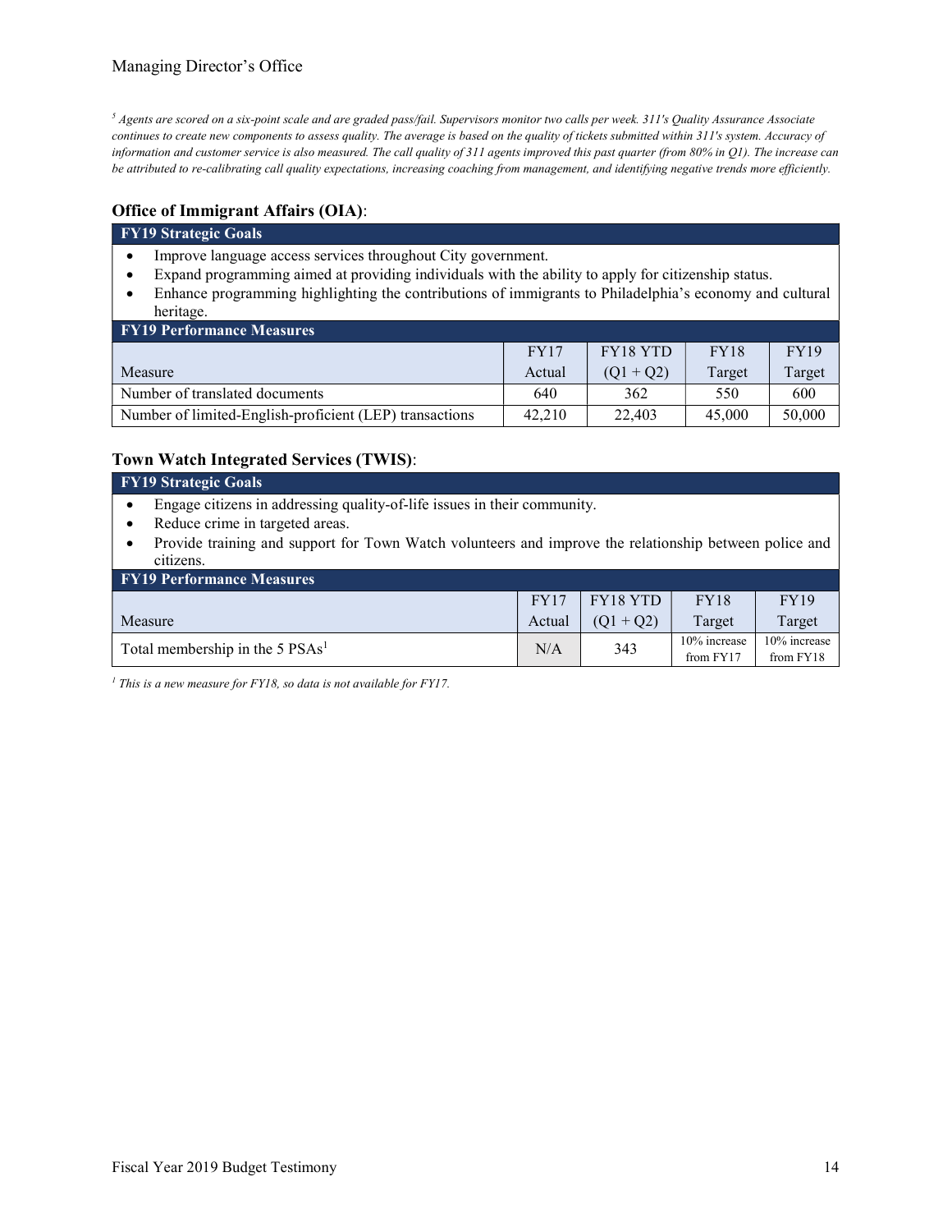[5] *Agents are scored on a six-point scale and are graded pass/fail. Supervisors monitor two calls per week. 311's Quality Assurance Associate continues to create new components to assess quality. The average is based on the quality of tickets submitted within 311's system. Accuracy of information and customer service is also measured. The call quality of 311 agents improved this past quarter (from 80% in Q1). The increase can be attributed to re-calibrating call quality expectations, increasing coaching from management, and identifying negative trends more efficiently.*

### Office of Immigrant Affairs (OIA):

**FY19 Strategic Goals**

- Improve language access services throughout City government.
- Expand programming aimed at providing individuals with the ability to apply for citizenship status.
- Enhance programming highlighting the contributions of immigrants to Philadelphia's economy and cultural heritage.

**FY19 Performance Measures**

| Measure | FY17 Actual | FY18 YTD (Q1 + Q2) | FY18 Target | FY19 Target |
|---|---|---|---|---|
| Number of translated documents | 640 | 362 | 550 | 600 |
| Number of limited-English-proficient (LEP) transactions | 42,210 | 22,403 | 45,000 | 50,000 |

### Town Watch Integrated Services (TWIS):

**FY19 Strategic Goals**

- Engage citizens in addressing quality-of-life issues in their community.
- Reduce crime in targeted areas.
- Provide training and support for Town Watch volunteers and improve the relationship between police and citizens.

**FY19 Performance Measures**

| Measure | FY17 Actual | FY18 YTD (Q1 + Q2) | FY18 Target | FY19 Target |
|---|---|---|---|---|
| Total membership in the 5 PSAs[1] | N/A | 343 | 10% increase from FY17 | 10% increase from FY18 |

[1] *This is a new measure for FY18, so data is not available for FY17.*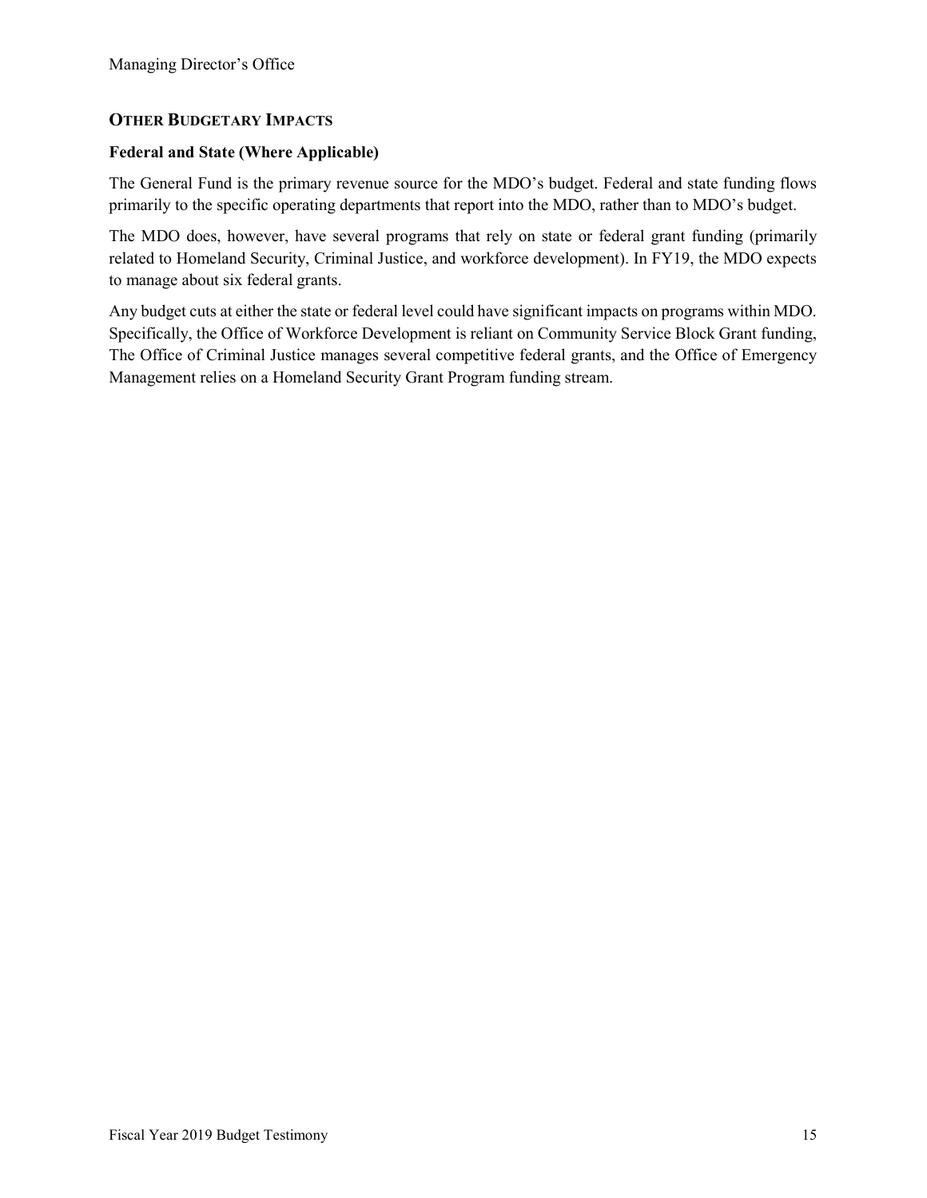## OTHER BUDGETARY IMPACTS

### Federal and State (Where Applicable)

The General Fund is the primary revenue source for the MDO's budget. Federal and state funding flows primarily to the specific operating departments that report into the MDO, rather than to MDO's budget.

The MDO does, however, have several programs that rely on state or federal grant funding (primarily related to Homeland Security, Criminal Justice, and workforce development). In FY19, the MDO expects to manage about six federal grants.

Any budget cuts at either the state or federal level could have significant impacts on programs within MDO. Specifically, the Office of Workforce Development is reliant on Community Service Block Grant funding, The Office of Criminal Justice manages several competitive federal grants, and the Office of Emergency Management relies on a Homeland Security Grant Program funding stream.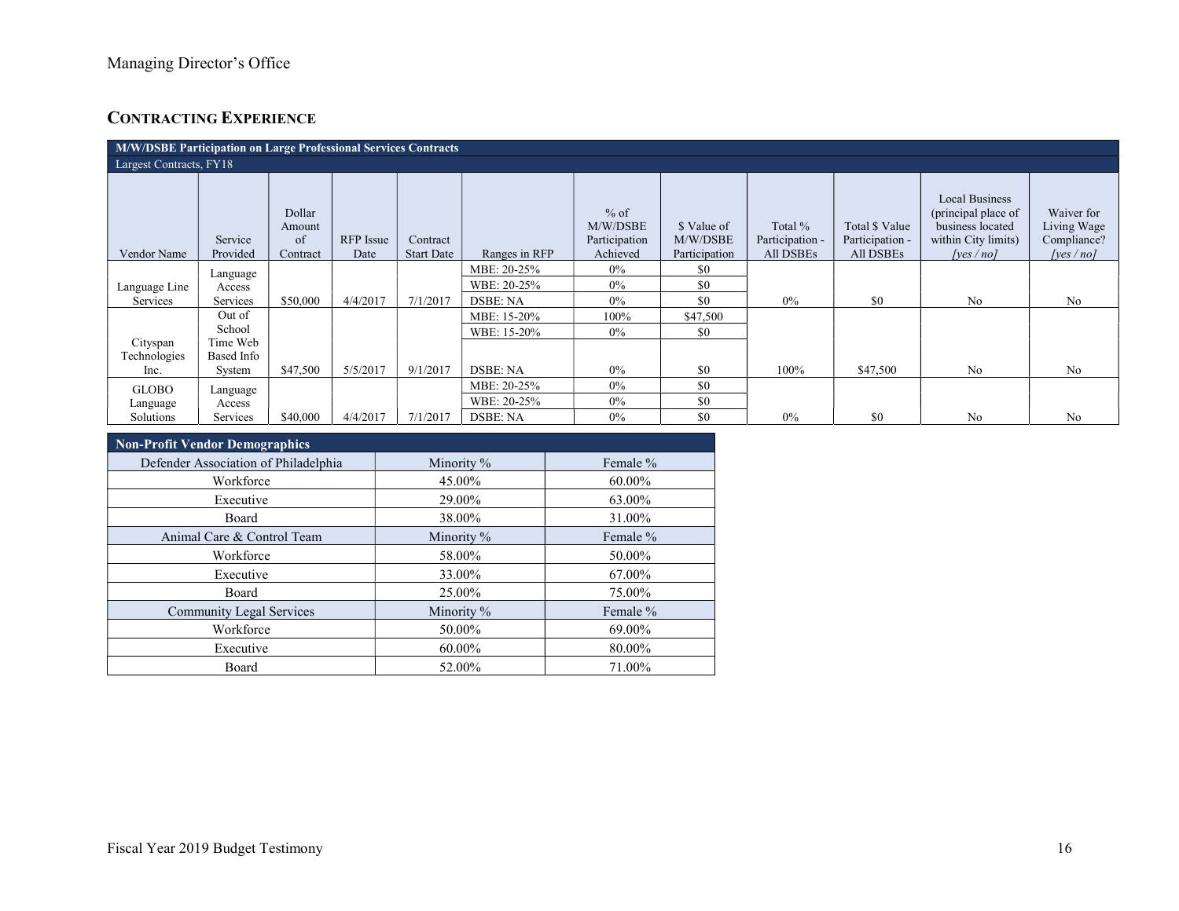## CONTRACTING EXPERIENCE

| M/W/DSBE Participation on Large Professional Services Contracts | | | | | | | | | | | |
|---|---|---|---|---|---|---|---|---|---|---|---|
| Largest Contracts, FY18 | | | | | | | | | | | |
| Vendor Name | Service Provided | Dollar Amount of Contract | RFP Issue Date | Contract Start Date | Ranges in RFP | % of M/W/DSBE Participation Achieved | $ Value of M/W/DSBE Participation | Total % Participation - All DSBEs | Total $ Value Participation - All DSBEs | Local Business (principal place of business located within City limits) *[yes / no]* | Waiver for Living Wage Compliance? *[yes / no]* |
| Language Line Services | Language Access Services | $50,000 | 4/4/2017 | 7/1/2017 | MBE: 20-25% | 0% | $0 | 0% | $0 | No | No |
| | | | | | WBE: 20-25% | 0% | $0 | | | | |
| | | | | | DSBE: NA | 0% | $0 | | | | |
| Cityspan Technologies Inc. | Out of School Time Web Based Info System | $47,500 | 5/5/2017 | 9/1/2017 | MBE: 15-20% | 100% | $47,500 | 100% | $47,500 | No | No |
| | | | | | WBE: 15-20% | 0% | $0 | | | | |
| | | | | | DSBE: NA | 0% | $0 | | | | |
| GLOBO Language Solutions | Language Access Services | $40,000 | 4/4/2017 | 7/1/2017 | MBE: 20-25% | 0% | $0 | 0% | $0 | No | No |
| | | | | | WBE: 20-25% | 0% | $0 | | | | |
| | | | | | DSBE: NA | 0% | $0 | | | | |

| Non-Profit Vendor Demographics | | |
|---|---|---|
| Defender Association of Philadelphia | Minority % | Female % |
| Workforce | 45.00% | 60.00% |
| Executive | 29.00% | 63.00% |
| Board | 38.00% | 31.00% |
| Animal Care & Control Team | Minority % | Female % |
| Workforce | 58.00% | 50.00% |
| Executive | 33.00% | 67.00% |
| Board | 25.00% | 75.00% |
| Community Legal Services | Minority % | Female % |
| Workforce | 50.00% | 69.00% |
| Executive | 60.00% | 80.00% |
| Board | 52.00% | 71.00% |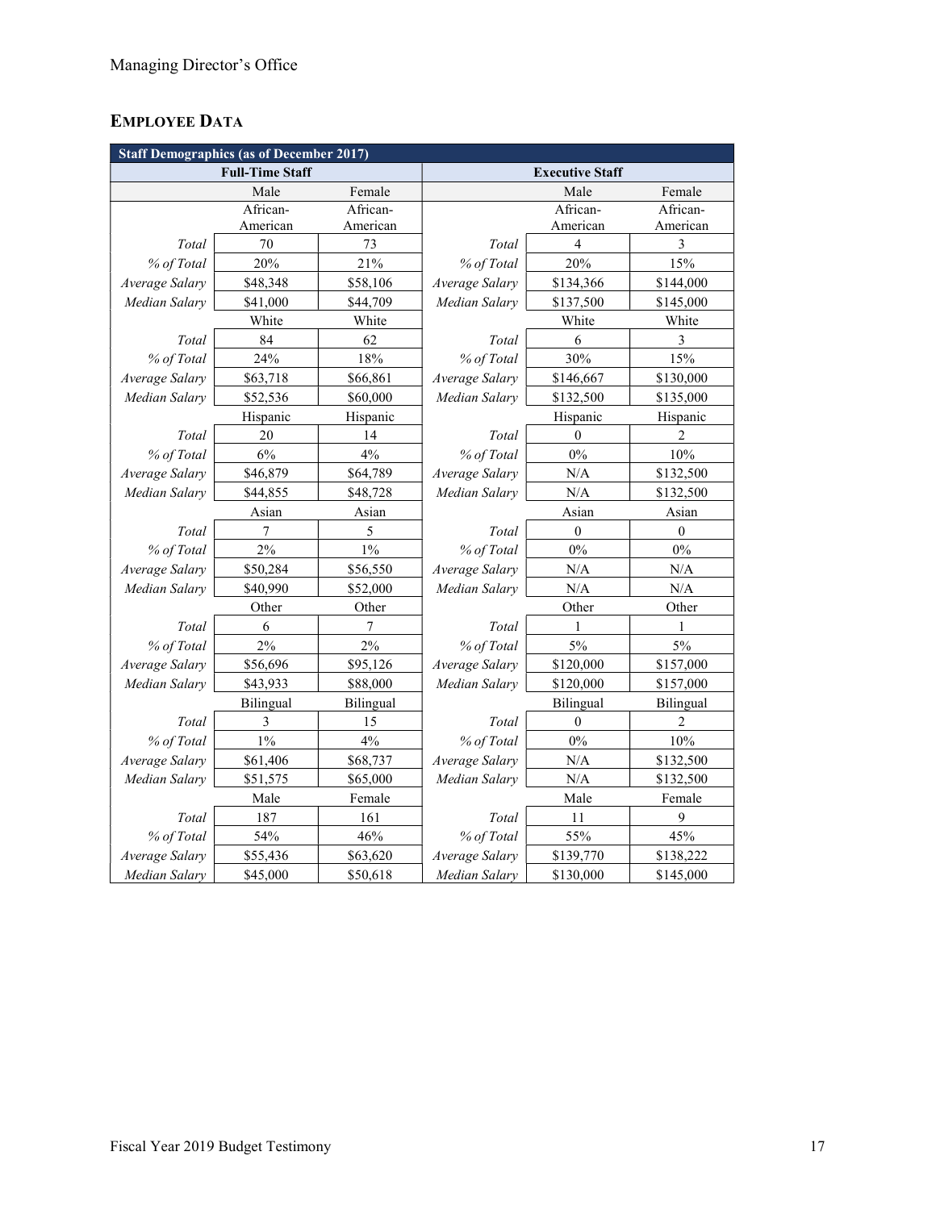## EMPLOYEE DATA

| Staff Demographics (as of December 2017) | | | | | |
|---|---|---|---|---|---|
| Full-Time Staff | | | Executive Staff | | |
| | Male | Female | | Male | Female |
| | African-American | African-American | | African-American | African-American |
| *Total* | 70 | 73 | *Total* | 4 | 3 |
| *% of Total* | 20% | 21% | *% of Total* | 20% | 15% |
| *Average Salary* | $48,348 | $58,106 | *Average Salary* | $134,366 | $144,000 |
| *Median Salary* | $41,000 | $44,709 | *Median Salary* | $137,500 | $145,000 |
| | White | White | | White | White |
| *Total* | 84 | 62 | *Total* | 6 | 3 |
| *% of Total* | 24% | 18% | *% of Total* | 30% | 15% |
| *Average Salary* | $63,718 | $66,861 | *Average Salary* | $146,667 | $130,000 |
| *Median Salary* | $52,536 | $60,000 | *Median Salary* | $132,500 | $135,000 |
| | Hispanic | Hispanic | | Hispanic | Hispanic |
| *Total* | 20 | 14 | *Total* | 0 | 2 |
| *% of Total* | 6% | 4% | *% of Total* | 0% | 10% |
| *Average Salary* | $46,879 | $64,789 | *Average Salary* | N/A | $132,500 |
| *Median Salary* | $44,855 | $48,728 | *Median Salary* | N/A | $132,500 |
| | Asian | Asian | | Asian | Asian |
| *Total* | 7 | 5 | *Total* | 0 | 0 |
| *% of Total* | 2% | 1% | *% of Total* | 0% | 0% |
| *Average Salary* | $50,284 | $56,550 | *Average Salary* | N/A | N/A |
| *Median Salary* | $40,990 | $52,000 | *Median Salary* | N/A | N/A |
| | Other | Other | | Other | Other |
| *Total* | 6 | 7 | *Total* | 1 | 1 |
| *% of Total* | 2% | 2% | *% of Total* | 5% | 5% |
| *Average Salary* | $56,696 | $95,126 | *Average Salary* | $120,000 | $157,000 |
| *Median Salary* | $43,933 | $88,000 | *Median Salary* | $120,000 | $157,000 |
| | Bilingual | Bilingual | | Bilingual | Bilingual |
| *Total* | 3 | 15 | *Total* | 0 | 2 |
| *% of Total* | 1% | 4% | *% of Total* | 0% | 10% |
| *Average Salary* | $61,406 | $68,737 | *Average Salary* | N/A | $132,500 |
| *Median Salary* | $51,575 | $65,000 | *Median Salary* | N/A | $132,500 |
| | Male | Female | | Male | Female |
| *Total* | 187 | 161 | *Total* | 11 | 9 |
| *% of Total* | 54% | 46% | *% of Total* | 55% | 45% |
| *Average Salary* | $55,436 | $63,620 | *Average Salary* | $139,770 | $138,222 |
| *Median Salary* | $45,000 | $50,618 | *Median Salary* | $130,000 | $145,000 |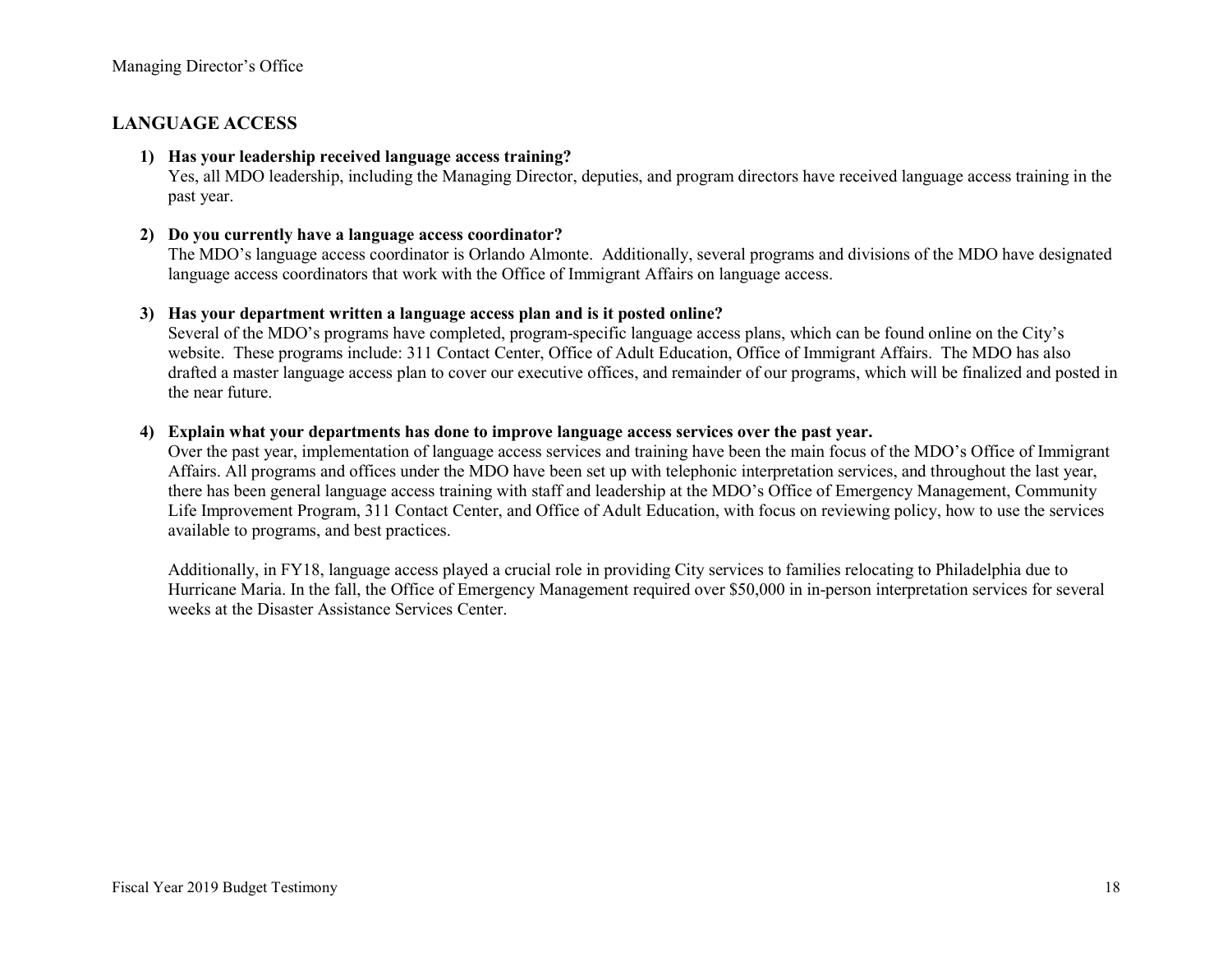## LANGUAGE ACCESS

1) **Has your leadership received language access training?**
   Yes, all MDO leadership, including the Managing Director, deputies, and program directors have received language access training in the past year.

2) **Do you currently have a language access coordinator?**
   The MDO's language access coordinator is Orlando Almonte. Additionally, several programs and divisions of the MDO have designated language access coordinators that work with the Office of Immigrant Affairs on language access.

3) **Has your department written a language access plan and is it posted online?**
   Several of the MDO's programs have completed, program-specific language access plans, which can be found online on the City's website. These programs include: 311 Contact Center, Office of Adult Education, Office of Immigrant Affairs. The MDO has also drafted a master language access plan to cover our executive offices, and remainder of our programs, which will be finalized and posted in the near future.

4) **Explain what your departments has done to improve language access services over the past year.**
   Over the past year, implementation of language access services and training have been the main focus of the MDO's Office of Immigrant Affairs. All programs and offices under the MDO have been set up with telephonic interpretation services, and throughout the last year, there has been general language access training with staff and leadership at the MDO's Office of Emergency Management, Community Life Improvement Program, 311 Contact Center, and Office of Adult Education, with focus on reviewing policy, how to use the services available to programs, and best practices.

   Additionally, in FY18, language access played a crucial role in providing City services to families relocating to Philadelphia due to Hurricane Maria. In the fall, the Office of Emergency Management required over $50,000 in in-person interpretation services for several weeks at the Disaster Assistance Services Center.